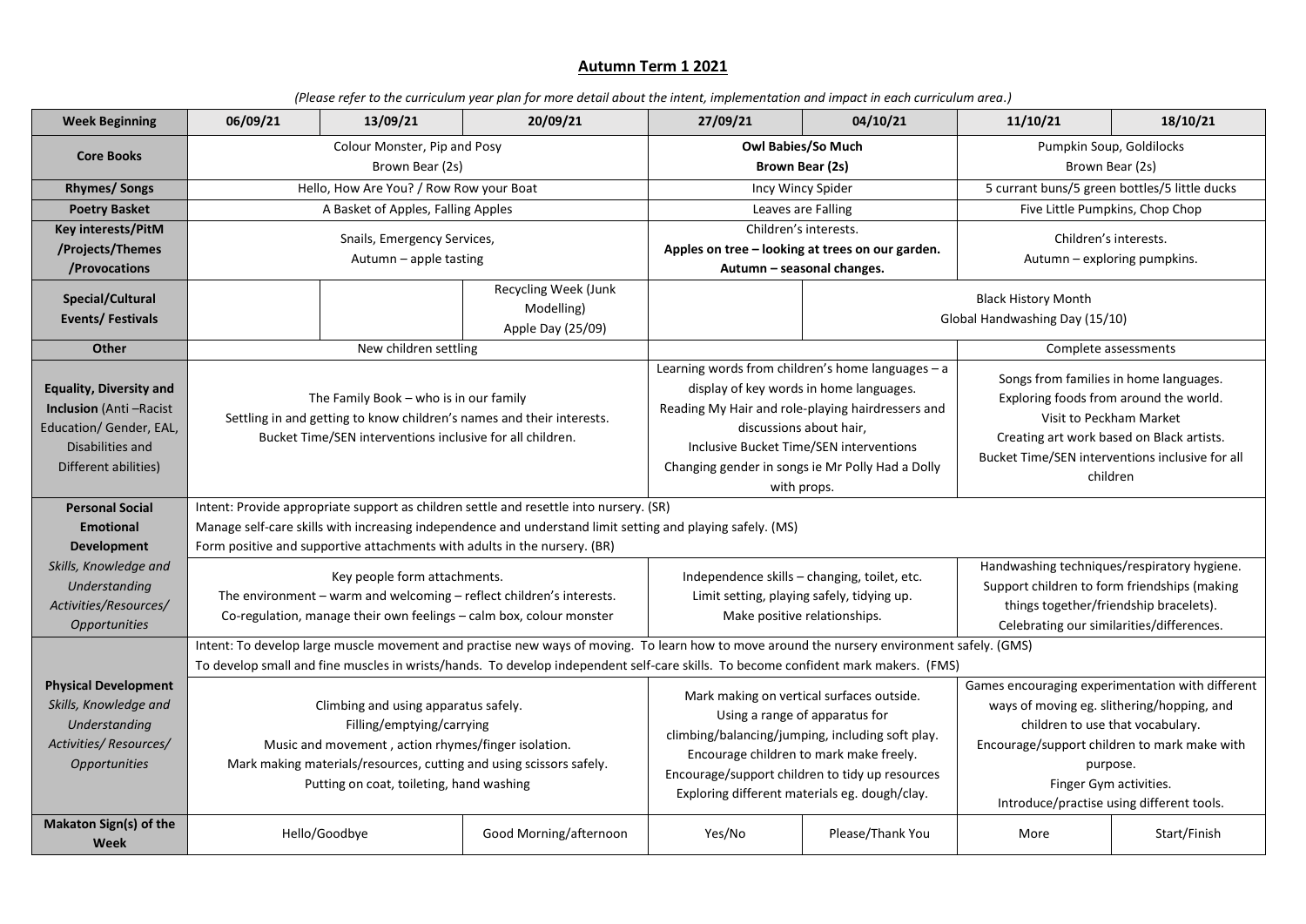# Autumn Term 1 2021

*(Please refer to the curriculum year plan for more detail about the intent, implementation and impact in each curriculum area.)*

| Week Beginning | 06/09/21 | 13/09/21 | 20/09/21 | 27/09/21 | 04/10/21 | 11/10/21 | 18/10/21 |
|---|---|---|---|---|---|---|---|
| **Core Books** | Colour Monster, Pip and Posy<br>Brown Bear (2s) | | | **Owl Babies/So Much**<br>**Brown Bear (2s)** | | Pumpkin Soup, Goldilocks<br>Brown Bear (2s) | |
| **Rhymes/ Songs** | Hello, How Are You? / Row Row your Boat | | | Incy Wincy Spider | | 5 currant buns/5 green bottles/5 little ducks | |
| **Poetry Basket** | A Basket of Apples, Falling Apples | | | Leaves are Falling | | Five Little Pumpkins, Chop Chop | |
| **Key interests/PitM /Projects/Themes /Provocations** | Snails, Emergency Services,<br>Autumn – apple tasting | | | Children's interests.<br>**Apples on tree – looking at trees on our garden.**<br>**Autumn – seasonal changes.** | | Children's interests.<br>Autumn – exploring pumpkins. | |
| **Special/Cultural Events/ Festivals** | | | Recycling Week (Junk Modelling)<br>Apple Day (25/09) | | Black History Month<br>Global Handwashing Day (15/10) | | |
| **Other** | New children settling | | | | | Complete assessments | |
| **Equality, Diversity and Inclusion** (Anti –Racist Education/ Gender, EAL, Disabilities and Different abilities) | The Family Book – who is in our family<br>Settling in and getting to know children's names and their interests.<br>Bucket Time/SEN interventions inclusive for all children. | | | Learning words from children's home languages – a display of key words in home languages.<br>Reading My Hair and role-playing hairdressers and discussions about hair,<br>Inclusive Bucket Time/SEN interventions<br>Changing gender in songs ie Mr Polly Had a Dolly with props. | | Songs from families in home languages.<br>Exploring foods from around the world.<br>Visit to Peckham Market<br>Creating art work based on Black artists.<br>Bucket Time/SEN interventions inclusive for all children | |
| **Personal Social Emotional Development** | Intent: Provide appropriate support as children settle and resettle into nursery. (SR)<br>Manage self-care skills with increasing independence and understand limit setting and playing safely. (MS)<br>Form positive and supportive attachments with adults in the nursery. (BR) | | | | | | |
| *Skills, Knowledge and Understanding Activities/Resources/ Opportunities* | Key people form attachments.<br>The environment – warm and welcoming – reflect children's interests.<br>Co-regulation, manage their own feelings – calm box, colour monster | | | Independence skills – changing, toilet, etc.<br>Limit setting, playing safely, tidying up.<br>Make positive relationships. | | Handwashing techniques/respiratory hygiene.<br>Support children to form friendships (making things together/friendship bracelets).<br>Celebrating our similarities/differences. | |
| **Physical Development** | Intent: To develop large muscle movement and practise new ways of moving. To learn how to move around the nursery environment safely. (GMS)<br>To develop small and fine muscles in wrists/hands. To develop independent self-care skills. To become confident mark makers. (FMS) | | | | | | |
| *Skills, Knowledge and Understanding Activities/ Resources/ Opportunities* | Climbing and using apparatus safely.<br>Filling/emptying/carrying<br>Music and movement , action rhymes/finger isolation.<br>Mark making materials/resources, cutting and using scissors safely.<br>Putting on coat, toileting, hand washing | | | Mark making on vertical surfaces outside.<br>Using a range of apparatus for climbing/balancing/jumping, including soft play.<br>Encourage children to mark make freely.<br>Encourage/support children to tidy up resources<br>Exploring different materials eg. dough/clay. | | Games encouraging experimentation with different ways of moving eg. slithering/hopping, and children to use that vocabulary.<br>Encourage/support children to mark make with purpose.<br>Finger Gym activities.<br>Introduce/practise using different tools. | |
| **Makaton Sign(s) of the Week** | Hello/Goodbye | | Good Morning/afternoon | Yes/No | Please/Thank You | More | Start/Finish |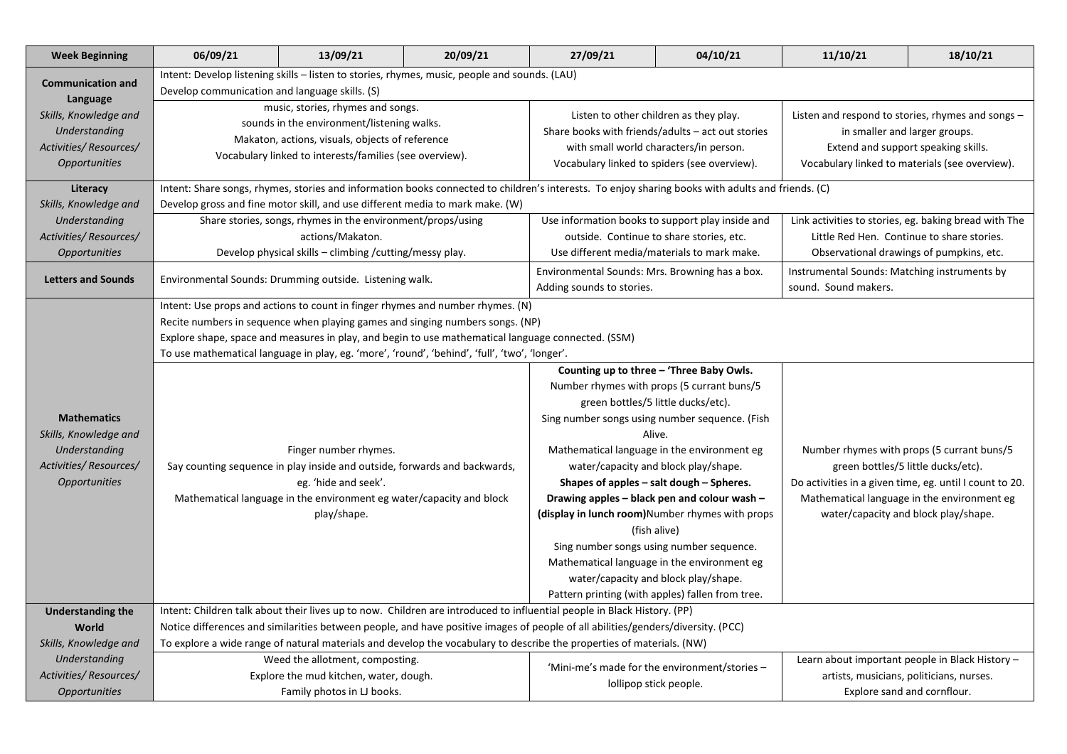| Week Beginning | 06/09/21 | 13/09/21 | 20/09/21 | 27/09/21 | 04/10/21 | 11/10/21 | 18/10/21 |
|---|---|---|---|---|---|---|---|
| **Communication and Language** *Skills, Knowledge and Understanding Activities/ Resources/ Opportunities* | Intent: Develop listening skills – listen to stories, rhymes, music, people and sounds. (LAU) Develop communication and language skills. (S) | | | | | | |
| | music, stories, rhymes and songs. sounds in the environment/listening walks. Makaton, actions, visuals, objects of reference Vocabulary linked to interests/families (see overview). | | | Listen to other children as they play. Share books with friends/adults – act out stories with small world characters/in person. Vocabulary linked to spiders (see overview). | | Listen and respond to stories, rhymes and songs – in smaller and larger groups. Extend and support speaking skills. Vocabulary linked to materials (see overview). | |
| **Literacy** *Skills, Knowledge and Understanding Activities/ Resources/ Opportunities* | Intent: Share songs, rhymes, stories and information books connected to children's interests. To enjoy sharing books with adults and friends. (C) Develop gross and fine motor skill, and use different media to mark make. (W) | | | | | | |
| | Share stories, songs, rhymes in the environment/props/using actions/Makaton. Develop physical skills – climbing /cutting/messy play. | | | Use information books to support play inside and outside. Continue to share stories, etc. Use different media/materials to mark make. | | Link activities to stories, eg. baking bread with The Little Red Hen. Continue to share stories. Observational drawings of pumpkins, etc. | |
| **Letters and Sounds** | Environmental Sounds: Drumming outside. Listening walk. | | | Environmental Sounds: Mrs. Browning has a box. Adding sounds to stories. | | Instrumental Sounds: Matching instruments by sound. Sound makers. | |
| **Mathematics** *Skills, Knowledge and Understanding Activities/ Resources/ Opportunities* | Intent: Use props and actions to count in finger rhymes and number rhymes. (N) Recite numbers in sequence when playing games and singing numbers songs. (NP) Explore shape, space and measures in play, and begin to use mathematical language connected. (SSM) To use mathematical language in play, eg. 'more', 'round', 'behind', 'full', 'two', 'longer'. | | | | | | |
| | Finger number rhymes. Say counting sequence in play inside and outside, forwards and backwards, eg. 'hide and seek'. Mathematical language in the environment eg water/capacity and block play/shape. | | | **Counting up to three – 'Three Baby Owls.** Number rhymes with props (5 currant buns/5 green bottles/5 little ducks/etc). Sing number songs using number sequence. (Fish Alive. Mathematical language in the environment eg water/capacity and block play/shape. **Shapes of apples – salt dough – Spheres. Drawing apples – black pen and colour wash – (display in lunch room)**Number rhymes with props (fish alive) Sing number songs using number sequence. Mathematical language in the environment eg water/capacity and block play/shape. Pattern printing (with apples) fallen from tree. | | Number rhymes with props (5 currant buns/5 green bottles/5 little ducks/etc). Do activities in a given time, eg. until I count to 20. Mathematical language in the environment eg water/capacity and block play/shape. | |
| **Understanding the World** *Skills, Knowledge and Understanding Activities/ Resources/ Opportunities* | Intent: Children talk about their lives up to now. Children are introduced to influential people in Black History. (PP) Notice differences and similarities between people, and have positive images of people of all abilities/genders/diversity. (PCC) To explore a wide range of natural materials and develop the vocabulary to describe the properties of materials. (NW) | | | | | | |
| | Weed the allotment, composting. Explore the mud kitchen, water, dough. Family photos in LJ books. | | | 'Mini-me's made for the environment/stories – lollipop stick people. | | Learn about important people in Black History – artists, musicians, politicians, nurses. Explore sand and cornflour. | |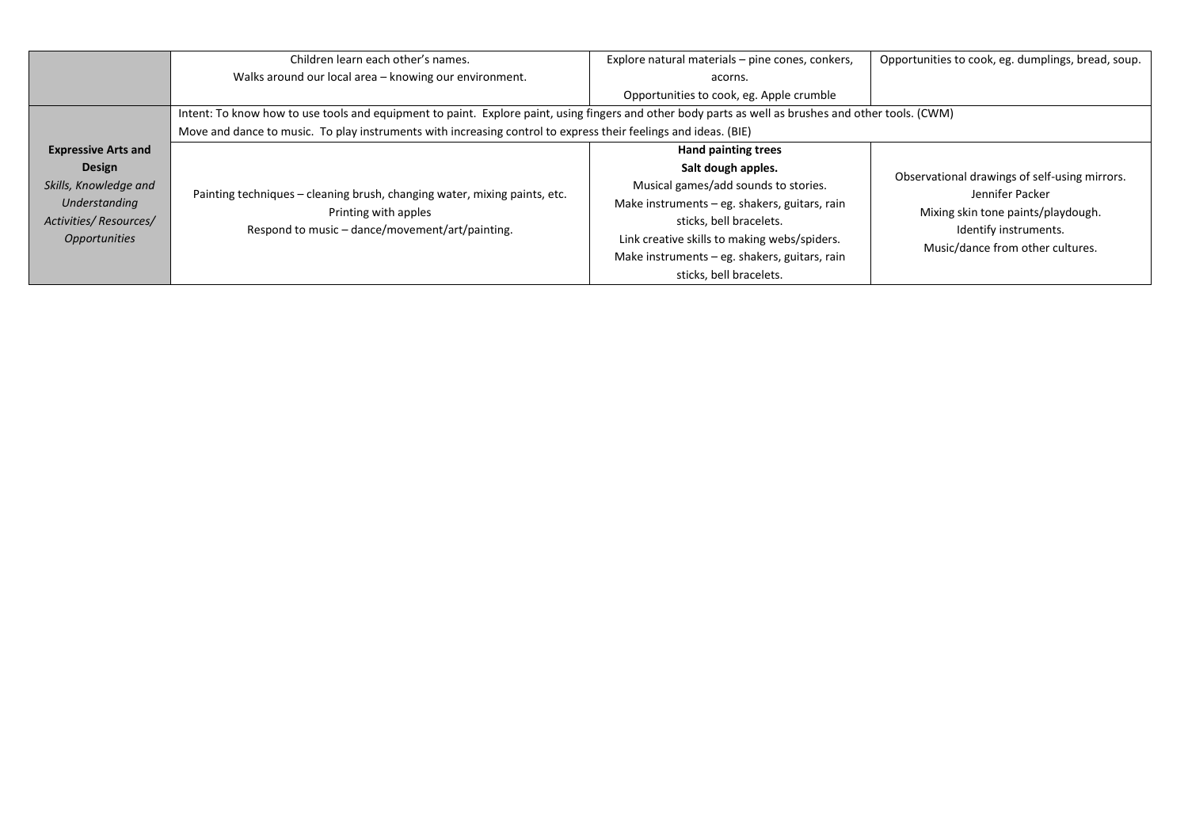| | | | |
|---|---|---|---|
| | Children learn each other's names.<br>Walks around our local area – knowing our environment. | Explore natural materials – pine cones, conkers, acorns.<br>Opportunities to cook, eg. Apple crumble | Opportunities to cook, eg. dumplings, bread, soup. |
| **Expressive Arts and Design**<br>*Skills, Knowledge and Understanding*<br>*Activities/ Resources/ Opportunities* | Intent: To know how to use tools and equipment to paint. Explore paint, using fingers and other body parts as well as brushes and other tools. (CWM)<br>Move and dance to music. To play instruments with increasing control to express their feelings and ideas. (BIE) | | |
| | Painting techniques – cleaning brush, changing water, mixing paints, etc.<br>Printing with apples<br>Respond to music – dance/movement/art/painting. | **Hand painting trees**<br>**Salt dough apples.**<br>Musical games/add sounds to stories.<br>Make instruments – eg. shakers, guitars, rain sticks, bell bracelets.<br>Link creative skills to making webs/spiders.<br>Make instruments – eg. shakers, guitars, rain sticks, bell bracelets. | Observational drawings of self-using mirrors.<br>Jennifer Packer<br>Mixing skin tone paints/playdough.<br>Identify instruments.<br>Music/dance from other cultures. |